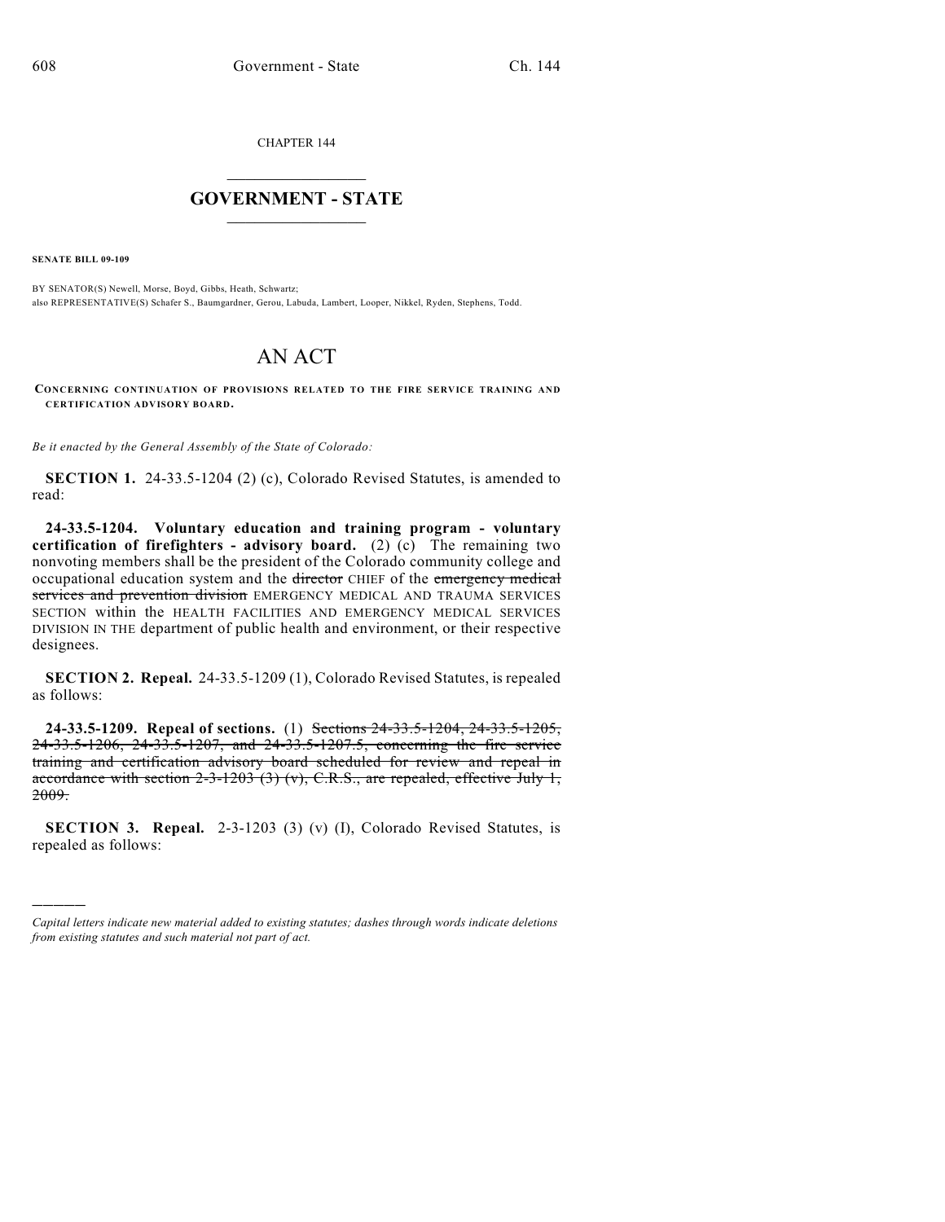CHAPTER 144

# GOVERNMENT - STATE

**SENATE BILL 09-109**

BY SENATOR(S) Newell, Morse, Boyd, Gibbs, Heath, Schwartz;
also REPRESENTATIVE(S) Schafer S., Baumgardner, Gerou, Labuda, Lambert, Looper, Nikkel, Ryden, Stephens, Todd.

# AN ACT

**CONCERNING CONTINUATION OF PROVISIONS RELATED TO THE FIRE SERVICE TRAINING AND CERTIFICATION ADVISORY BOARD.**

*Be it enacted by the General Assembly of the State of Colorado:*

**SECTION 1.** 24-33.5-1204 (2) (c), Colorado Revised Statutes, is amended to read:

**24-33.5-1204. Voluntary education and training program - voluntary certification of firefighters - advisory board.** (2) (c) The remaining two nonvoting members shall be the president of the Colorado community college and occupational education system and the ~~director~~ CHIEF of the ~~emergency medical services and prevention division~~ EMERGENCY MEDICAL AND TRAUMA SERVICES SECTION within the HEALTH FACILITIES AND EMERGENCY MEDICAL SERVICES DIVISION IN THE department of public health and environment, or their respective designees.

**SECTION 2. Repeal.** 24-33.5-1209 (1), Colorado Revised Statutes, is repealed as follows:

**24-33.5-1209. Repeal of sections.** (1) ~~Sections 24-33.5-1204, 24-33.5-1205, 24-33.5-1206, 24-33.5-1207, and 24-33.5-1207.5, concerning the fire service training and certification advisory board scheduled for review and repeal in accordance with section 2-3-1203 (3) (v), C.R.S., are repealed, effective July 1, 2009.~~

**SECTION 3. Repeal.** 2-3-1203 (3) (v) (I), Colorado Revised Statutes, is repealed as follows:

---

*Capital letters indicate new material added to existing statutes; dashes through words indicate deletions from existing statutes and such material not part of act.*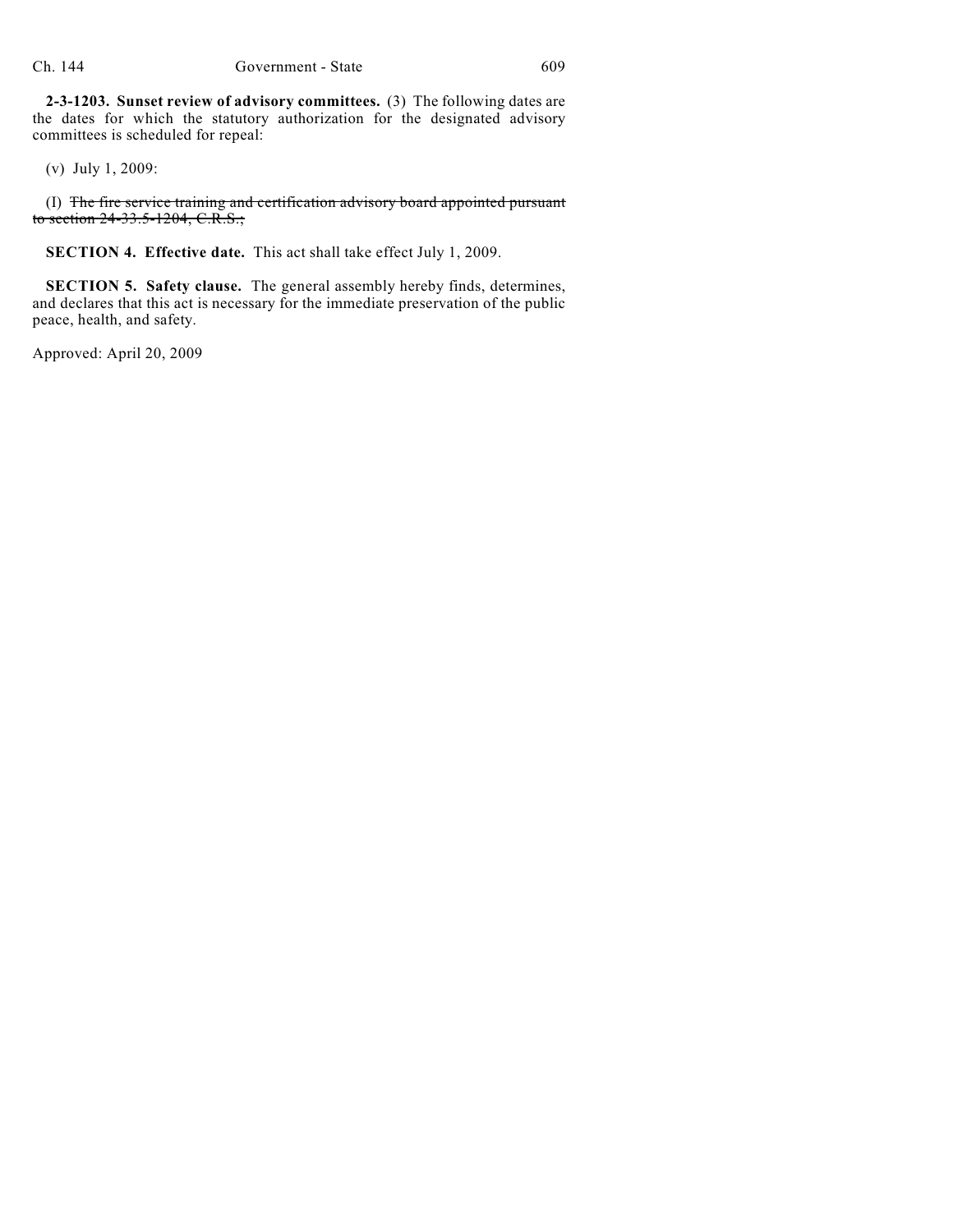**2-3-1203. Sunset review of advisory committees.** (3) The following dates are the dates for which the statutory authorization for the designated advisory committees is scheduled for repeal:

(v) July 1, 2009:

(I) ~~The fire service training and certification advisory board appointed pursuant to section 24-33.5-1204, C.R.S.;~~

**SECTION 4. Effective date.** This act shall take effect July 1, 2009.

**SECTION 5. Safety clause.** The general assembly hereby finds, determines, and declares that this act is necessary for the immediate preservation of the public peace, health, and safety.

Approved: April 20, 2009